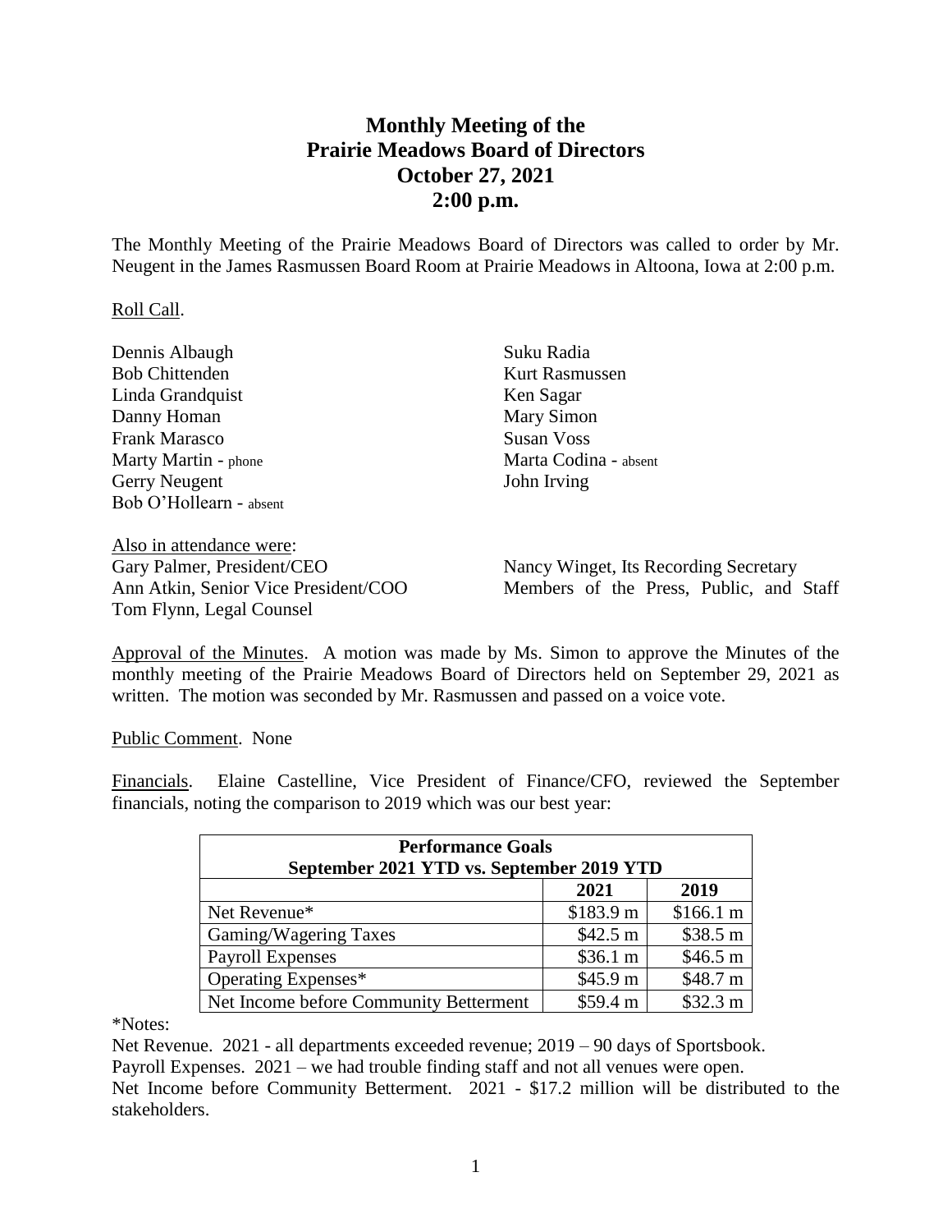# Monthly Meeting of the Prairie Meadows Board of Directors
## October 27, 2021
## 2:00 p.m.

The Monthly Meeting of the Prairie Meadows Board of Directors was called to order by Mr. Neugent in the James Rasmussen Board Room at Prairie Meadows in Altoona, Iowa at 2:00 p.m.

Roll Call.

Dennis Albaugh
Bob Chittenden
Linda Grandquist
Danny Homan
Frank Marasco
Marty Martin - phone
Gerry Neugent
Bob O'Hollearn - absent
Suku Radia
Kurt Rasmussen
Ken Sagar
Mary Simon
Susan Voss
Marta Codina - absent
John Irving

Also in attendance were:
Gary Palmer, President/CEO
Ann Atkin, Senior Vice President/COO
Tom Flynn, Legal Counsel
Nancy Winget, Its Recording Secretary
Members of the Press, Public, and Staff

Approval of the Minutes. A motion was made by Ms. Simon to approve the Minutes of the monthly meeting of the Prairie Meadows Board of Directors held on September 29, 2021 as written. The motion was seconded by Mr. Rasmussen and passed on a voice vote.

Public Comment. None

Financials. Elaine Castelline, Vice President of Finance/CFO, reviewed the September financials, noting the comparison to 2019 which was our best year:

| Performance Goals September 2021 YTD vs. September 2019 YTD | | |
|---|---|---|
| | 2021 | 2019 |
| Net Revenue* | $183.9 m | $166.1 m |
| Gaming/Wagering Taxes | $42.5 m | $38.5 m |
| Payroll Expenses | $36.1 m | $46.5 m |
| Operating Expenses* | $45.9 m | $48.7 m |
| Net Income before Community Betterment | $59.4 m | $32.3 m |

*Notes:

Net Revenue. 2021 - all departments exceeded revenue; 2019 – 90 days of Sportsbook.

Payroll Expenses. 2021 – we had trouble finding staff and not all venues were open.

Net Income before Community Betterment. 2021 - $17.2 million will be distributed to the stakeholders.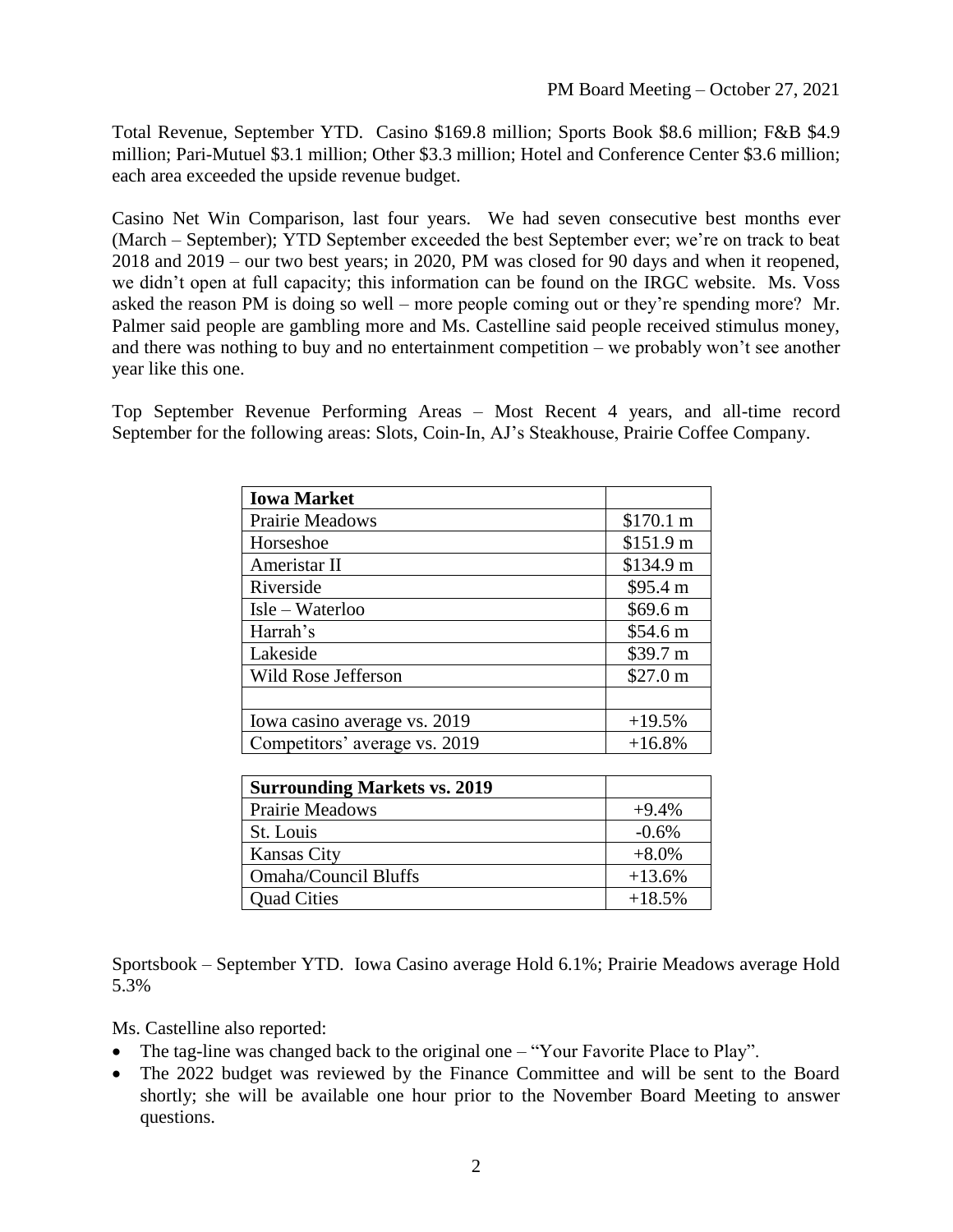Total Revenue, September YTD. Casino $169.8 million; Sports Book $8.6 million; F&B $4.9 million; Pari-Mutuel $3.1 million; Other $3.3 million; Hotel and Conference Center $3.6 million; each area exceeded the upside revenue budget.

Casino Net Win Comparison, last four years. We had seven consecutive best months ever (March – September); YTD September exceeded the best September ever; we're on track to beat 2018 and 2019 – our two best years; in 2020, PM was closed for 90 days and when it reopened, we didn't open at full capacity; this information can be found on the IRGC website. Ms. Voss asked the reason PM is doing so well – more people coming out or they're spending more? Mr. Palmer said people are gambling more and Ms. Castelline said people received stimulus money, and there was nothing to buy and no entertainment competition – we probably won't see another year like this one.

Top September Revenue Performing Areas – Most Recent 4 years, and all-time record September for the following areas: Slots, Coin-In, AJ's Steakhouse, Prairie Coffee Company.

| **Iowa Market** | |
|---|---|
| Prairie Meadows | $170.1 m |
| Horseshoe | $151.9 m |
| Ameristar II | $134.9 m |
| Riverside | $95.4 m |
| Isle – Waterloo | $69.6 m |
| Harrah's | $54.6 m |
| Lakeside | $39.7 m |
| Wild Rose Jefferson | $27.0 m |
| | |
| Iowa casino average vs. 2019 | +19.5% |
| Competitors' average vs. 2019 | +16.8% |

| **Surrounding Markets vs. 2019** | |
|---|---|
| Prairie Meadows | +9.4% |
| St. Louis | -0.6% |
| Kansas City | +8.0% |
| Omaha/Council Bluffs | +13.6% |
| Quad Cities | +18.5% |

Sportsbook – September YTD. Iowa Casino average Hold 6.1%; Prairie Meadows average Hold 5.3%

Ms. Castelline also reported:

- The tag-line was changed back to the original one – "Your Favorite Place to Play".
- The 2022 budget was reviewed by the Finance Committee and will be sent to the Board shortly; she will be available one hour prior to the November Board Meeting to answer questions.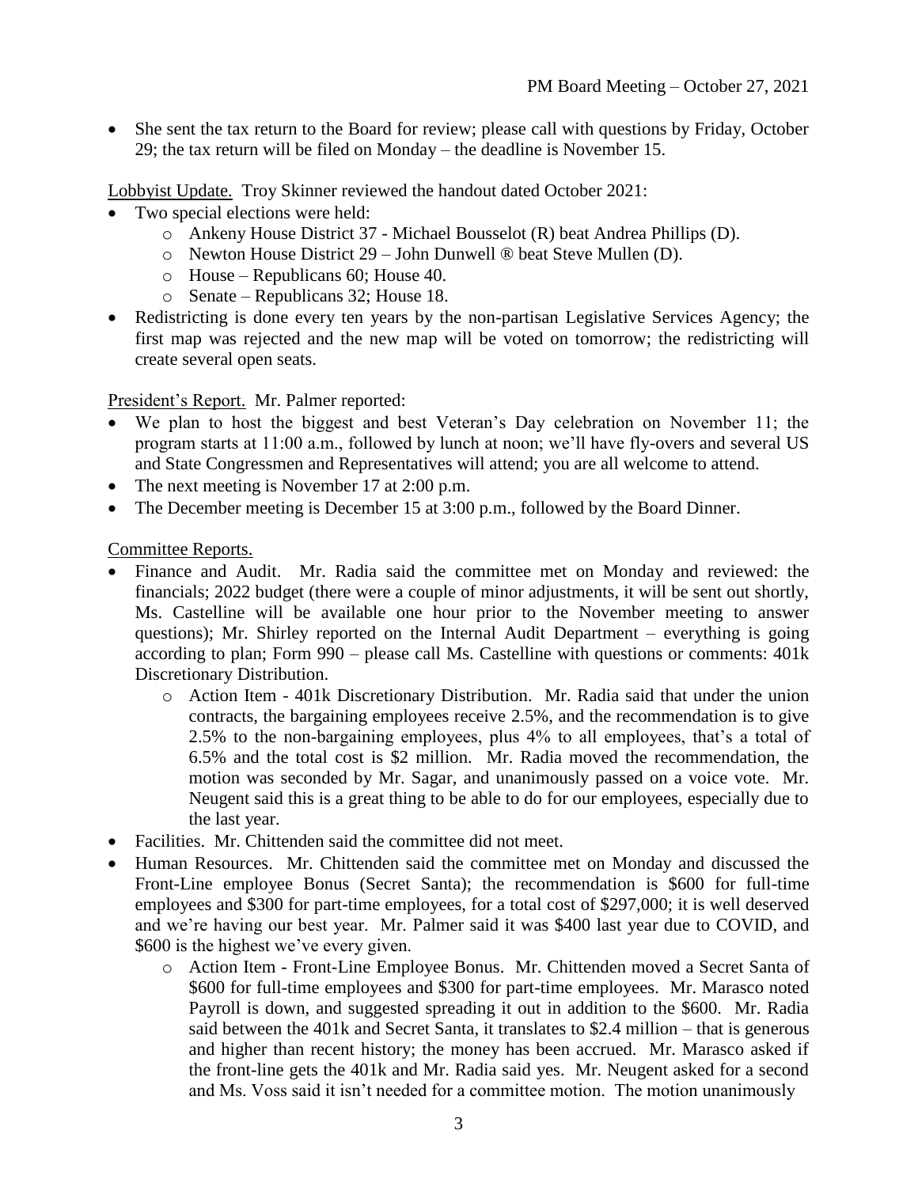- She sent the tax return to the Board for review; please call with questions by Friday, October 29; the tax return will be filed on Monday – the deadline is November 15.

Lobbyist Update. Troy Skinner reviewed the handout dated October 2021:

- Two special elections were held:
  - Ankeny House District 37 - Michael Bousselot (R) beat Andrea Phillips (D).
  - Newton House District 29 – John Dunwell ® beat Steve Mullen (D).
  - House – Republicans 60; House 40.
  - Senate – Republicans 32; House 18.
- Redistricting is done every ten years by the non-partisan Legislative Services Agency; the first map was rejected and the new map will be voted on tomorrow; the redistricting will create several open seats.

President's Report. Mr. Palmer reported:

- We plan to host the biggest and best Veteran's Day celebration on November 11; the program starts at 11:00 a.m., followed by lunch at noon; we'll have fly-overs and several US and State Congressmen and Representatives will attend; you are all welcome to attend.
- The next meeting is November 17 at 2:00 p.m.
- The December meeting is December 15 at 3:00 p.m., followed by the Board Dinner.

Committee Reports.

- Finance and Audit. Mr. Radia said the committee met on Monday and reviewed: the financials; 2022 budget (there were a couple of minor adjustments, it will be sent out shortly, Ms. Castelline will be available one hour prior to the November meeting to answer questions); Mr. Shirley reported on the Internal Audit Department – everything is going according to plan; Form 990 – please call Ms. Castelline with questions or comments: 401k Discretionary Distribution.
  - Action Item - 401k Discretionary Distribution. Mr. Radia said that under the union contracts, the bargaining employees receive 2.5%, and the recommendation is to give 2.5% to the non-bargaining employees, plus 4% to all employees, that's a total of 6.5% and the total cost is $2 million. Mr. Radia moved the recommendation, the motion was seconded by Mr. Sagar, and unanimously passed on a voice vote. Mr. Neugent said this is a great thing to be able to do for our employees, especially due to the last year.
- Facilities. Mr. Chittenden said the committee did not meet.
- Human Resources. Mr. Chittenden said the committee met on Monday and discussed the Front-Line employee Bonus (Secret Santa); the recommendation is $600 for full-time employees and $300 for part-time employees, for a total cost of $297,000; it is well deserved and we're having our best year. Mr. Palmer said it was $400 last year due to COVID, and $600 is the highest we've every given.
  - Action Item - Front-Line Employee Bonus. Mr. Chittenden moved a Secret Santa of $600 for full-time employees and $300 for part-time employees. Mr. Marasco noted Payroll is down, and suggested spreading it out in addition to the $600. Mr. Radia said between the 401k and Secret Santa, it translates to $2.4 million – that is generous and higher than recent history; the money has been accrued. Mr. Marasco asked if the front-line gets the 401k and Mr. Radia said yes. Mr. Neugent asked for a second and Ms. Voss said it isn't needed for a committee motion. The motion unanimously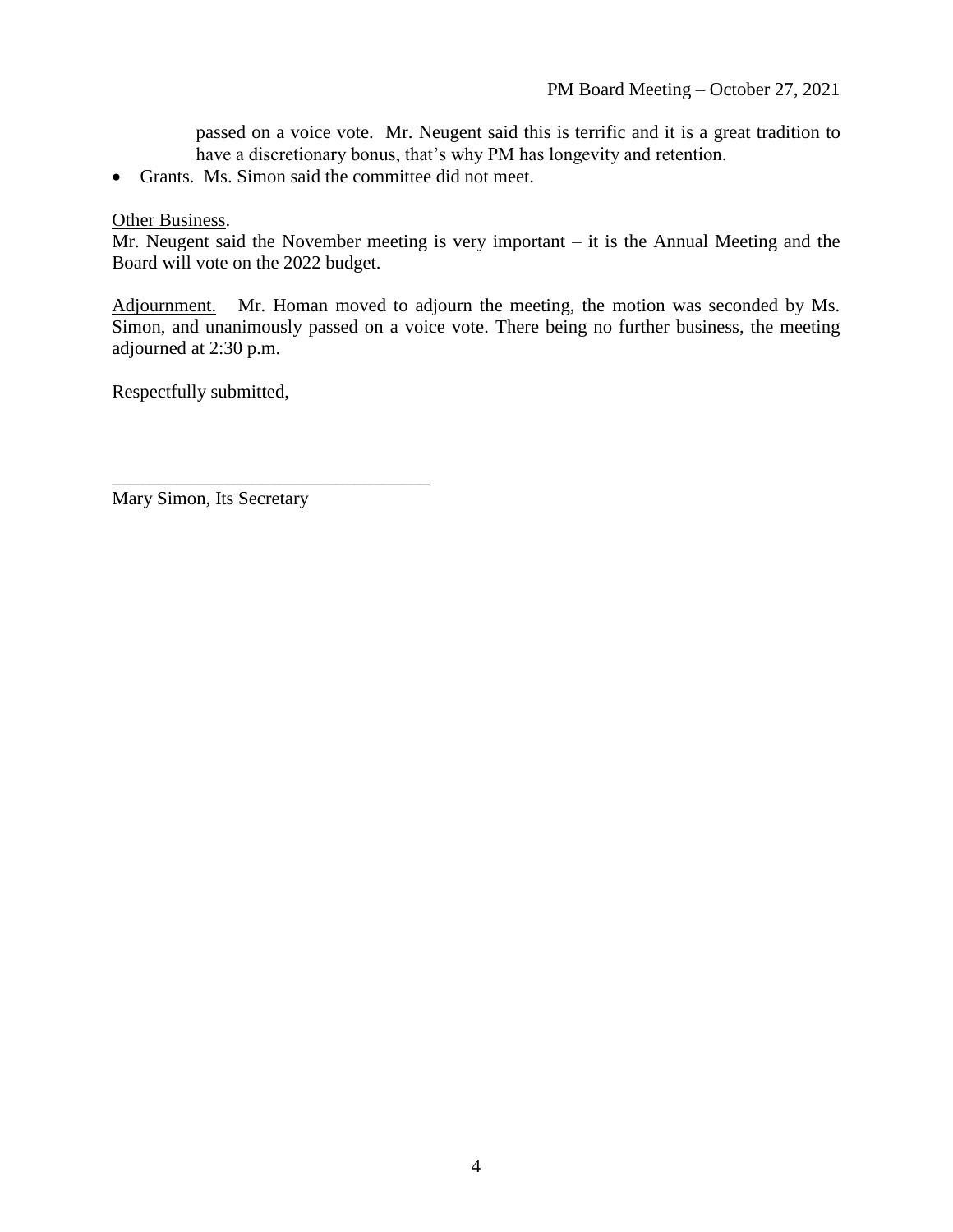passed on a voice vote. Mr. Neugent said this is terrific and it is a great tradition to have a discretionary bonus, that's why PM has longevity and retention.

- Grants. Ms. Simon said the committee did not meet.

Other Business.

Mr. Neugent said the November meeting is very important – it is the Annual Meeting and the Board will vote on the 2022 budget.

Adjournment. Mr. Homan moved to adjourn the meeting, the motion was seconded by Ms. Simon, and unanimously passed on a voice vote. There being no further business, the meeting adjourned at 2:30 p.m.

Respectfully submitted,

___________________________________

Mary Simon, Its Secretary